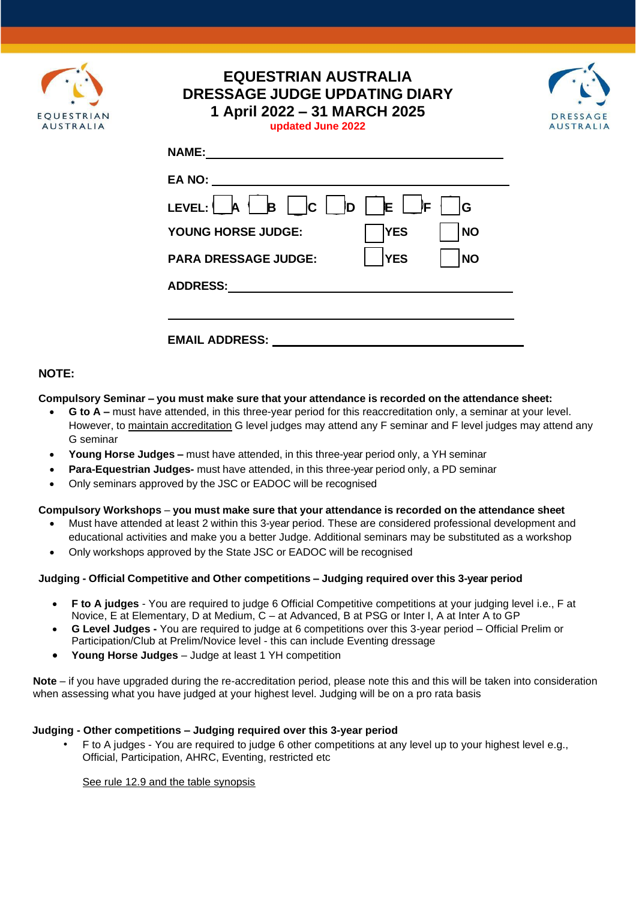# EQUESTRIAN AUSTRALIA
# DRESSAGE JUDGE UPDATING DIARY
# 1 April 2022 – 31 MARCH 2025

updated June 2022

**NAME:** ______________________________

**EA NO:** ______________________________

**LEVEL:** ☐ A ☐ B ☐ C ☐ D ☐ E ☐ F ☐ G

**YOUNG HORSE JUDGE:** ☐ YES ☐ NO

**PARA DRESSAGE JUDGE:** ☐ YES ☐ NO

**ADDRESS:** ______________________________

______________________________

**EMAIL ADDRESS:** ______________________________

**NOTE:**

**Compulsory Seminar – you must make sure that your attendance is recorded on the attendance sheet:**

- **G to A –** must have attended, in this three-year period for this reaccreditation only, a seminar at your level. However, to maintain accreditation G level judges may attend any F seminar and F level judges may attend any G seminar
- **Young Horse Judges –** must have attended, in this three-year period only, a YH seminar
- **Para-Equestrian Judges-** must have attended, in this three-year period only, a PD seminar
- Only seminars approved by the JSC or EADOC will be recognised

**Compulsory Workshops** – **you must make sure that your attendance is recorded on the attendance sheet**

- Must have attended at least 2 within this 3-year period. These are considered professional development and educational activities and make you a better Judge. Additional seminars may be substituted as a workshop
- Only workshops approved by the State JSC or EADOC will be recognised

**Judging - Official Competitive and Other competitions – Judging required over this 3-year period**

- **F to A judges** - You are required to judge 6 Official Competitive competitions at your judging level i.e., F at Novice, E at Elementary, D at Medium, C – at Advanced, B at PSG or Inter I, A at Inter A to GP
- **G Level Judges -** You are required to judge at 6 competitions over this 3-year period – Official Prelim or Participation/Club at Prelim/Novice level - this can include Eventing dressage
- **Young Horse Judges** – Judge at least 1 YH competition

**Note** – if you have upgraded during the re-accreditation period, please note this and this will be taken into consideration when assessing what you have judged at your highest level. Judging will be on a pro rata basis

**Judging - Other competitions – Judging required over this 3-year period**

- F to A judges - You are required to judge 6 other competitions at any level up to your highest level e.g., Official, Participation, AHRC, Eventing, restricted etc

See rule 12.9 and the table synopsis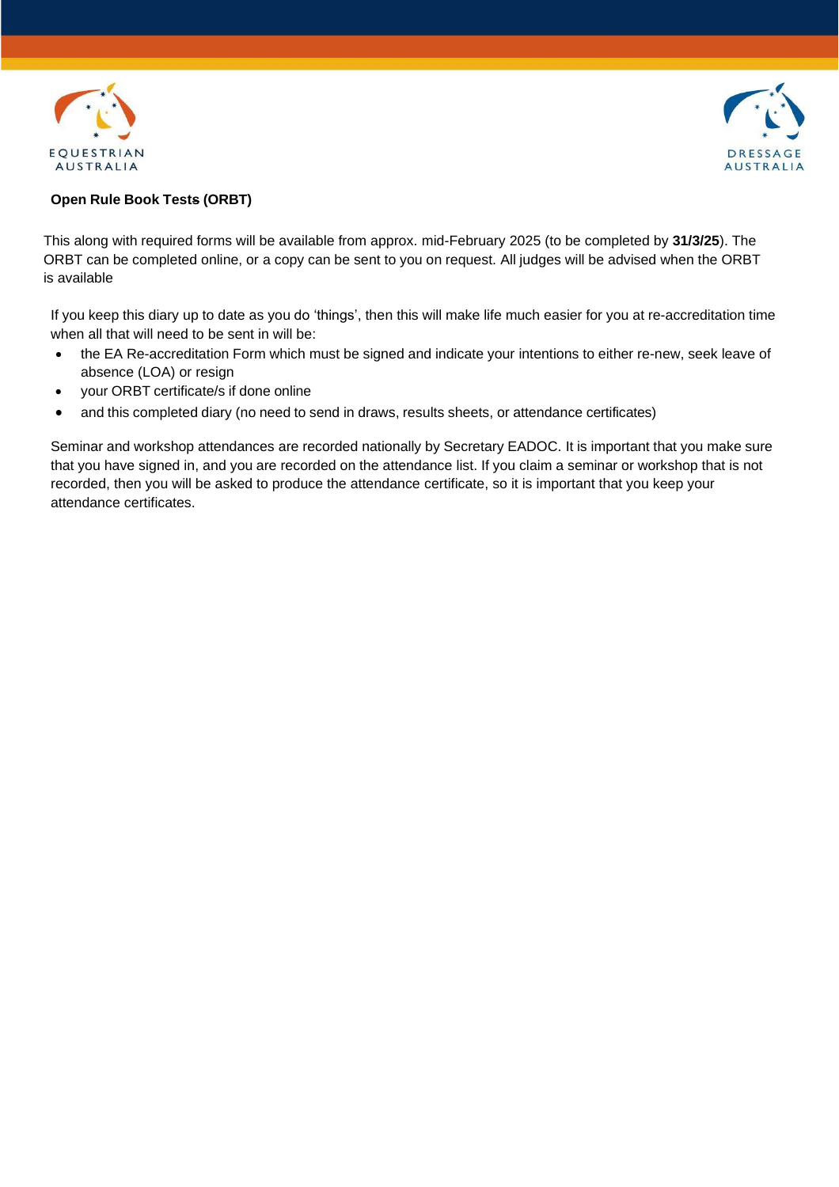**Open Rule Book Tests (ORBT)**

This along with required forms will be available from approx. mid-February 2025 (to be completed by **31/3/25**). The ORBT can be completed online, or a copy can be sent to you on request. All judges will be advised when the ORBT is available

If you keep this diary up to date as you do 'things', then this will make life much easier for you at re-accreditation time when all that will need to be sent in will be:

- the EA Re-accreditation Form which must be signed and indicate your intentions to either re-new, seek leave of absence (LOA) or resign
- your ORBT certificate/s if done online
- and this completed diary (no need to send in draws, results sheets, or attendance certificates)

Seminar and workshop attendances are recorded nationally by Secretary EADOC. It is important that you make sure that you have signed in, and you are recorded on the attendance list. If you claim a seminar or workshop that is not recorded, then you will be asked to produce the attendance certificate, so it is important that you keep your attendance certificates.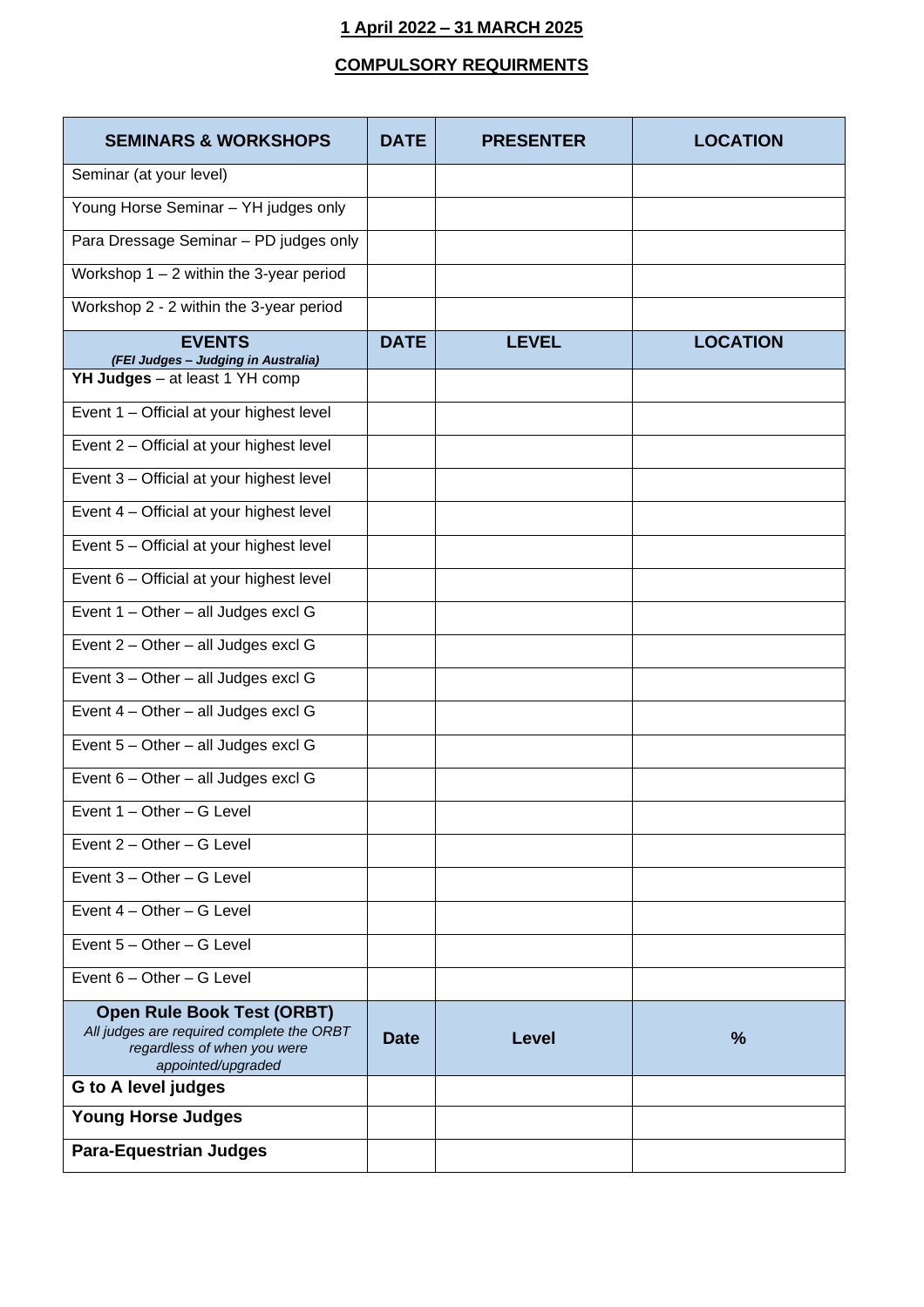**1 April 2022 – 31 MARCH 2025**

**COMPULSORY REQUIRMENTS**

| SEMINARS & WORKSHOPS | DATE | PRESENTER | LOCATION |
|---|---|---|---|
| Seminar (at your level) | | | |
| Young Horse Seminar – YH judges only | | | |
| Para Dressage Seminar – PD judges only | | | |
| Workshop 1 – 2 within the 3-year period | | | |
| Workshop 2 - 2 within the 3-year period | | | |
| **EVENTS** *(FEI Judges – Judging in Australia)* | **DATE** | **LEVEL** | **LOCATION** |
| **YH Judges** – at least 1 YH comp | | | |
| Event 1 – Official at your highest level | | | |
| Event 2 – Official at your highest level | | | |
| Event 3 – Official at your highest level | | | |
| Event 4 – Official at your highest level | | | |
| Event 5 – Official at your highest level | | | |
| Event 6 – Official at your highest level | | | |
| Event 1 – Other – all Judges excl G | | | |
| Event 2 – Other – all Judges excl G | | | |
| Event 3 – Other – all Judges excl G | | | |
| Event 4 – Other – all Judges excl G | | | |
| Event 5 – Other – all Judges excl G | | | |
| Event 6 – Other – all Judges excl G | | | |
| Event 1 – Other – G Level | | | |
| Event 2 – Other – G Level | | | |
| Event 3 – Other – G Level | | | |
| Event 4 – Other – G Level | | | |
| Event 5 – Other – G Level | | | |
| Event 6 – Other – G Level | | | |
| **Open Rule Book Test (ORBT)** *All judges are required complete the ORBT regardless of when you were appointed/upgraded* | **Date** | **Level** | **%** |
| **G to A level judges** | | | |
| **Young Horse Judges** | | | |
| **Para-Equestrian Judges** | | | |